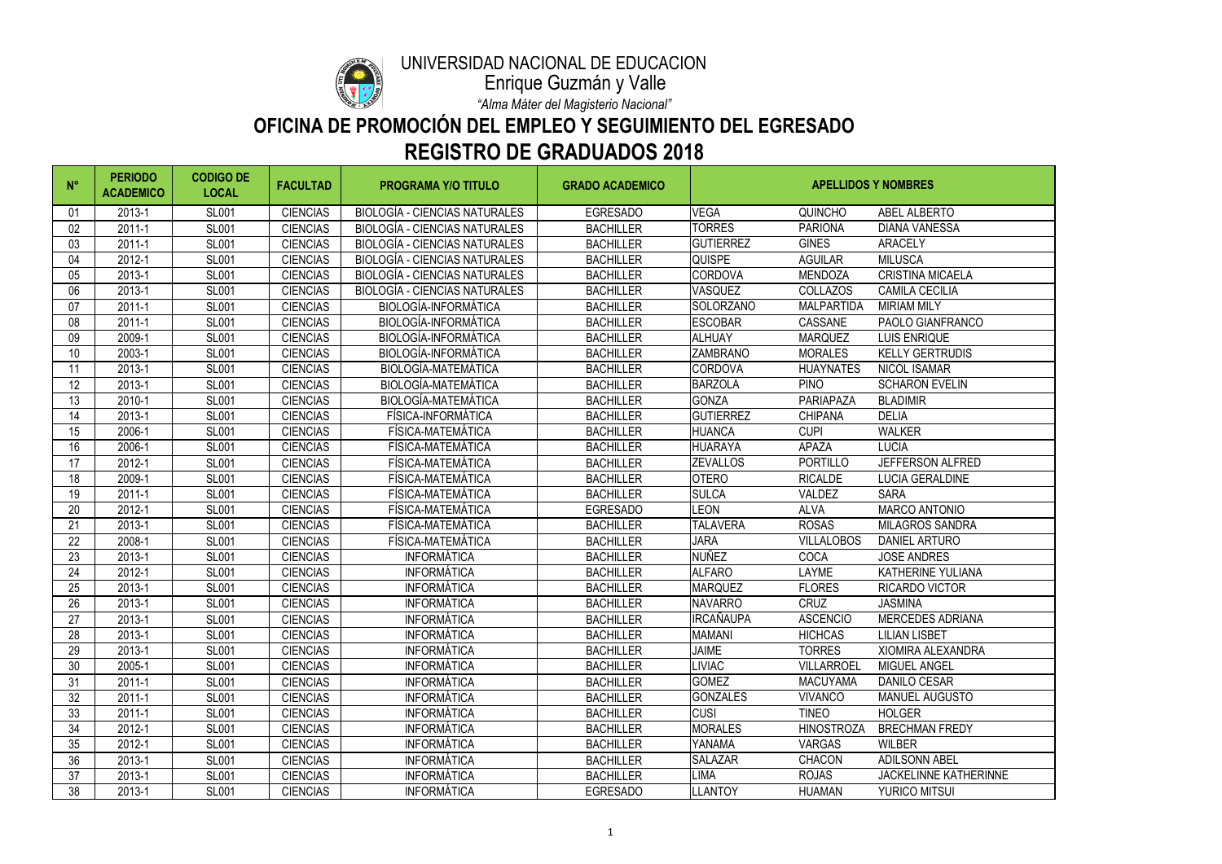UNIVERSIDAD NACIONAL DE EDUCACION

Enrique Guzmán y Valle

*"Alma Máter del Magisterio Nacional"*

# OFICINA DE PROMOCIÓN DEL EMPLEO Y SEGUIMIENTO DEL EGRESADO

# REGISTRO DE GRADUADOS 2018

| N° | PERIODO ACADEMICO | CODIGO DE LOCAL | FACULTAD | PROGRAMA Y/O TITULO | GRADO ACADEMICO | APELLIDOS Y NOMBRES | | |
|---|---|---|---|---|---|---|---|---|
| 01 | 2013-1 | SL001 | CIENCIAS | BIOLOGÍA - CIENCIAS NATURALES | EGRESADO | VEGA | QUINCHO | ABEL ALBERTO |
| 02 | 2011-1 | SL001 | CIENCIAS | BIOLOGÍA - CIENCIAS NATURALES | BACHILLER | TORRES | PARIONA | DIANA VANESSA |
| 03 | 2011-1 | SL001 | CIENCIAS | BIOLOGÍA - CIENCIAS NATURALES | BACHILLER | GUTIERREZ | GINES | ARACELY |
| 04 | 2012-1 | SL001 | CIENCIAS | BIOLOGÍA - CIENCIAS NATURALES | BACHILLER | QUISPE | AGUILAR | MILUSCA |
| 05 | 2013-1 | SL001 | CIENCIAS | BIOLOGÍA - CIENCIAS NATURALES | BACHILLER | CORDOVA | MENDOZA | CRISTINA MICAELA |
| 06 | 2013-1 | SL001 | CIENCIAS | BIOLOGÍA - CIENCIAS NATURALES | BACHILLER | VASQUEZ | COLLAZOS | CAMILA CECILIA |
| 07 | 2011-1 | SL001 | CIENCIAS | BIOLOGÍA-INFORMÁTICA | BACHILLER | SOLORZANO | MALPARTIDA | MIRIAM MILY |
| 08 | 2011-1 | SL001 | CIENCIAS | BIOLOGÍA-INFORMÁTICA | BACHILLER | ESCOBAR | CASSANE | PAOLO GIANFRANCO |
| 09 | 2009-1 | SL001 | CIENCIAS | BIOLOGÍA-INFORMÁTICA | BACHILLER | ALHUAY | MARQUEZ | LUIS ENRIQUE |
| 10 | 2003-1 | SL001 | CIENCIAS | BIOLOGÍA-INFORMÁTICA | BACHILLER | ZAMBRANO | MORALES | KELLY GERTRUDIS |
| 11 | 2013-1 | SL001 | CIENCIAS | BIOLOGÍA-MATEMÁTICA | BACHILLER | CORDOVA | HUAYNATES | NICOL ISAMAR |
| 12 | 2013-1 | SL001 | CIENCIAS | BIOLOGÍA-MATEMÁTICA | BACHILLER | BARZOLA | PINO | SCHARON EVELIN |
| 13 | 2010-1 | SL001 | CIENCIAS | BIOLOGÍA-MATEMÁTICA | BACHILLER | GONZA | PARIAPAZA | BLADIMIR |
| 14 | 2013-1 | SL001 | CIENCIAS | FÍSICA-INFORMÁTICA | BACHILLER | GUTIERREZ | CHIPANA | DELIA |
| 15 | 2006-1 | SL001 | CIENCIAS | FÍSICA-MATEMÁTICA | BACHILLER | HUANCA | CUPI | WALKER |
| 16 | 2006-1 | SL001 | CIENCIAS | FÍSICA-MATEMÁTICA | BACHILLER | HUARAYA | APAZA | LUCIA |
| 17 | 2012-1 | SL001 | CIENCIAS | FÍSICA-MATEMÁTICA | BACHILLER | ZEVALLOS | PORTILLO | JEFFERSON ALFRED |
| 18 | 2009-1 | SL001 | CIENCIAS | FÍSICA-MATEMÁTICA | BACHILLER | OTERO | RICALDE | LUCIA GERALDINE |
| 19 | 2011-1 | SL001 | CIENCIAS | FÍSICA-MATEMÁTICA | BACHILLER | SULCA | VALDEZ | SARA |
| 20 | 2012-1 | SL001 | CIENCIAS | FÍSICA-MATEMÁTICA | EGRESADO | LEON | ALVA | MARCO ANTONIO |
| 21 | 2013-1 | SL001 | CIENCIAS | FÍSICA-MATEMÁTICA | BACHILLER | TALAVERA | ROSAS | MILAGROS SANDRA |
| 22 | 2008-1 | SL001 | CIENCIAS | FÍSICA-MATEMÁTICA | BACHILLER | JARA | VILLALOBOS | DANIEL ARTURO |
| 23 | 2013-1 | SL001 | CIENCIAS | INFORMÁTICA | BACHILLER | NUÑEZ | COCA | JOSE ANDRES |
| 24 | 2012-1 | SL001 | CIENCIAS | INFORMÁTICA | BACHILLER | ALFARO | LAYME | KATHERINE YULIANA |
| 25 | 2013-1 | SL001 | CIENCIAS | INFORMÁTICA | BACHILLER | MARQUEZ | FLORES | RICARDO VICTOR |
| 26 | 2013-1 | SL001 | CIENCIAS | INFORMÁTICA | BACHILLER | NAVARRO | CRUZ | JASMINA |
| 27 | 2013-1 | SL001 | CIENCIAS | INFORMÁTICA | BACHILLER | IRCAÑAUPA | ASCENCIO | MERCEDES ADRIANA |
| 28 | 2013-1 | SL001 | CIENCIAS | INFORMÁTICA | BACHILLER | MAMANI | HICHCAS | LILIAN LISBET |
| 29 | 2013-1 | SL001 | CIENCIAS | INFORMÁTICA | BACHILLER | JAIME | TORRES | XIOMIRA ALEXANDRA |
| 30 | 2005-1 | SL001 | CIENCIAS | INFORMÁTICA | BACHILLER | LIVIAC | VILLARROEL | MIGUEL ANGEL |
| 31 | 2011-1 | SL001 | CIENCIAS | INFORMÁTICA | BACHILLER | GOMEZ | MACUYAMA | DANILO CESAR |
| 32 | 2011-1 | SL001 | CIENCIAS | INFORMÁTICA | BACHILLER | GONZALES | VIVANCO | MANUEL AUGUSTO |
| 33 | 2011-1 | SL001 | CIENCIAS | INFORMÁTICA | BACHILLER | CUSI | TINEO | HOLGER |
| 34 | 2012-1 | SL001 | CIENCIAS | INFORMÁTICA | BACHILLER | MORALES | HINOSTROZA | BRECHMAN FREDY |
| 35 | 2012-1 | SL001 | CIENCIAS | INFORMÁTICA | BACHILLER | YANAMA | VARGAS | WILBER |
| 36 | 2013-1 | SL001 | CIENCIAS | INFORMÁTICA | BACHILLER | SALAZAR | CHACON | ADILSONN ABEL |
| 37 | 2013-1 | SL001 | CIENCIAS | INFORMÁTICA | BACHILLER | LIMA | ROJAS | JACKELINNE KATHERINNE |
| 38 | 2013-1 | SL001 | CIENCIAS | INFORMÁTICA | EGRESADO | LLANTOY | HUAMAN | YURICO MITSUI |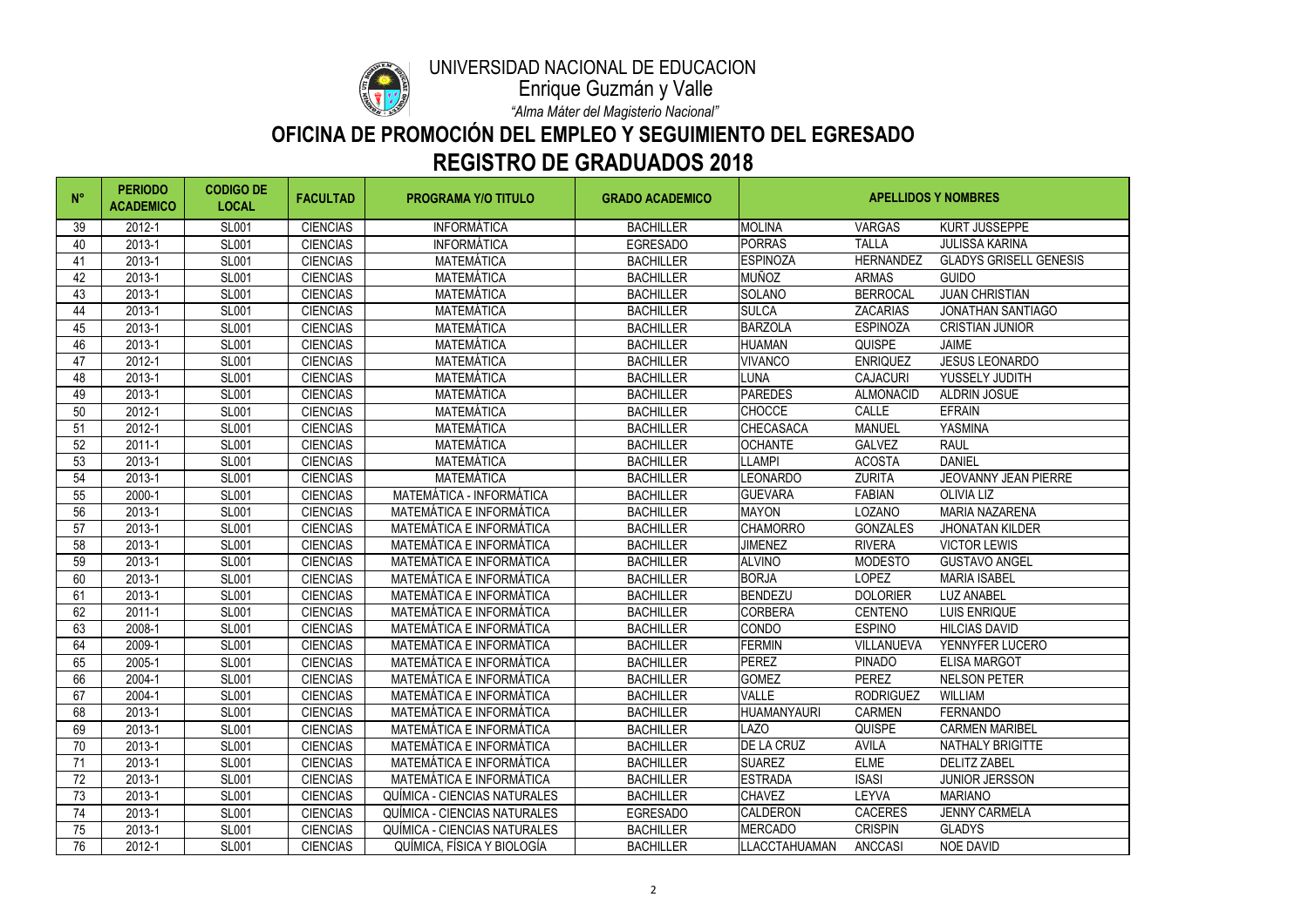UNIVERSIDAD NACIONAL DE EDUCACION

Enrique Guzmán y Valle

*"Alma Máter del Magisterio Nacional"*

# OFICINA DE PROMOCIÓN DEL EMPLEO Y SEGUIMIENTO DEL EGRESADO

# REGISTRO DE GRADUADOS 2018

| N° | PERIODO ACADEMICO | CODIGO DE LOCAL | FACULTAD | PROGRAMA Y/O TITULO | GRADO ACADEMICO | APELLIDOS Y NOMBRES | | |
|---|---|---|---|---|---|---|---|---|
| 39 | 2012-1 | SL001 | CIENCIAS | INFORMÁTICA | BACHILLER | MOLINA | VARGAS | KURT JUSSEPPE |
| 40 | 2013-1 | SL001 | CIENCIAS | INFORMÁTICA | EGRESADO | PORRAS | TALLA | JULISSA KARINA |
| 41 | 2013-1 | SL001 | CIENCIAS | MATEMÁTICA | BACHILLER | ESPINOZA | HERNANDEZ | GLADYS GRISELL GENESIS |
| 42 | 2013-1 | SL001 | CIENCIAS | MATEMÁTICA | BACHILLER | MUÑOZ | ARMAS | GUIDO |
| 43 | 2013-1 | SL001 | CIENCIAS | MATEMÁTICA | BACHILLER | SOLANO | BERROCAL | JUAN CHRISTIAN |
| 44 | 2013-1 | SL001 | CIENCIAS | MATEMÁTICA | BACHILLER | SULCA | ZACARIAS | JONATHAN SANTIAGO |
| 45 | 2013-1 | SL001 | CIENCIAS | MATEMÁTICA | BACHILLER | BARZOLA | ESPINOZA | CRISTIAN JUNIOR |
| 46 | 2013-1 | SL001 | CIENCIAS | MATEMÁTICA | BACHILLER | HUAMAN | QUISPE | JAIME |
| 47 | 2012-1 | SL001 | CIENCIAS | MATEMÁTICA | BACHILLER | VIVANCO | ENRIQUEZ | JESUS LEONARDO |
| 48 | 2013-1 | SL001 | CIENCIAS | MATEMÁTICA | BACHILLER | LUNA | CAJACURI | YUSSELY JUDITH |
| 49 | 2013-1 | SL001 | CIENCIAS | MATEMÁTICA | BACHILLER | PAREDES | ALMONACID | ALDRIN JOSUE |
| 50 | 2012-1 | SL001 | CIENCIAS | MATEMÁTICA | BACHILLER | CHOCCE | CALLE | EFRAIN |
| 51 | 2012-1 | SL001 | CIENCIAS | MATEMÁTICA | BACHILLER | CHECASACA | MANUEL | YASMINA |
| 52 | 2011-1 | SL001 | CIENCIAS | MATEMÁTICA | BACHILLER | OCHANTE | GALVEZ | RAUL |
| 53 | 2013-1 | SL001 | CIENCIAS | MATEMÁTICA | BACHILLER | LLAMPI | ACOSTA | DANIEL |
| 54 | 2013-1 | SL001 | CIENCIAS | MATEMÁTICA | BACHILLER | LEONARDO | ZURITA | JEOVANNY JEAN PIERRE |
| 55 | 2000-1 | SL001 | CIENCIAS | MATEMÁTICA - INFORMÁTICA | BACHILLER | GUEVARA | FABIAN | OLIVIA LIZ |
| 56 | 2013-1 | SL001 | CIENCIAS | MATEMÁTICA E INFORMÁTICA | BACHILLER | MAYON | LOZANO | MARIA NAZARENA |
| 57 | 2013-1 | SL001 | CIENCIAS | MATEMÁTICA E INFORMÁTICA | BACHILLER | CHAMORRO | GONZALES | JHONATAN KILDER |
| 58 | 2013-1 | SL001 | CIENCIAS | MATEMÁTICA E INFORMÁTICA | BACHILLER | JIMENEZ | RIVERA | VICTOR LEWIS |
| 59 | 2013-1 | SL001 | CIENCIAS | MATEMÁTICA E INFORMÁTICA | BACHILLER | ALVINO | MODESTO | GUSTAVO ANGEL |
| 60 | 2013-1 | SL001 | CIENCIAS | MATEMÁTICA E INFORMÁTICA | BACHILLER | BORJA | LOPEZ | MARIA ISABEL |
| 61 | 2013-1 | SL001 | CIENCIAS | MATEMÁTICA E INFORMÁTICA | BACHILLER | BENDEZU | DOLORIER | LUZ ANABEL |
| 62 | 2011-1 | SL001 | CIENCIAS | MATEMÁTICA E INFORMÁTICA | BACHILLER | CORBERA | CENTENO | LUIS ENRIQUE |
| 63 | 2008-1 | SL001 | CIENCIAS | MATEMÁTICA E INFORMÁTICA | BACHILLER | CONDO | ESPINO | HILCIAS DAVID |
| 64 | 2009-1 | SL001 | CIENCIAS | MATEMÁTICA E INFORMÁTICA | BACHILLER | FERMIN | VILLANUEVA | YENNYFER LUCERO |
| 65 | 2005-1 | SL001 | CIENCIAS | MATEMÁTICA E INFORMÁTICA | BACHILLER | PEREZ | PINADO | ELISA MARGOT |
| 66 | 2004-1 | SL001 | CIENCIAS | MATEMÁTICA E INFORMÁTICA | BACHILLER | GOMEZ | PEREZ | NELSON PETER |
| 67 | 2004-1 | SL001 | CIENCIAS | MATEMÁTICA E INFORMÁTICA | BACHILLER | VALLE | RODRIGUEZ | WILLIAM |
| 68 | 2013-1 | SL001 | CIENCIAS | MATEMÁTICA E INFORMÁTICA | BACHILLER | HUAMANYAURI | CARMEN | FERNANDO |
| 69 | 2013-1 | SL001 | CIENCIAS | MATEMÁTICA E INFORMÁTICA | BACHILLER | LAZO | QUISPE | CARMEN MARIBEL |
| 70 | 2013-1 | SL001 | CIENCIAS | MATEMÁTICA E INFORMÁTICA | BACHILLER | DE LA CRUZ | AVILA | NATHALY BRIGITTE |
| 71 | 2013-1 | SL001 | CIENCIAS | MATEMÁTICA E INFORMÁTICA | BACHILLER | SUAREZ | ELME | DELITZ ZABEL |
| 72 | 2013-1 | SL001 | CIENCIAS | MATEMÁTICA E INFORMÁTICA | BACHILLER | ESTRADA | ISASI | JUNIOR JERSSON |
| 73 | 2013-1 | SL001 | CIENCIAS | QUÍMICA - CIENCIAS NATURALES | BACHILLER | CHAVEZ | LEYVA | MARIANO |
| 74 | 2013-1 | SL001 | CIENCIAS | QUÍMICA - CIENCIAS NATURALES | EGRESADO | CALDERON | CACERES | JENNY CARMELA |
| 75 | 2013-1 | SL001 | CIENCIAS | QUÍMICA - CIENCIAS NATURALES | BACHILLER | MERCADO | CRISPIN | GLADYS |
| 76 | 2012-1 | SL001 | CIENCIAS | QUÍMICA, FÍSICA Y BIOLOGÍA | BACHILLER | LLACCTAHUAMAN | ANCCASI | NOE DAVID |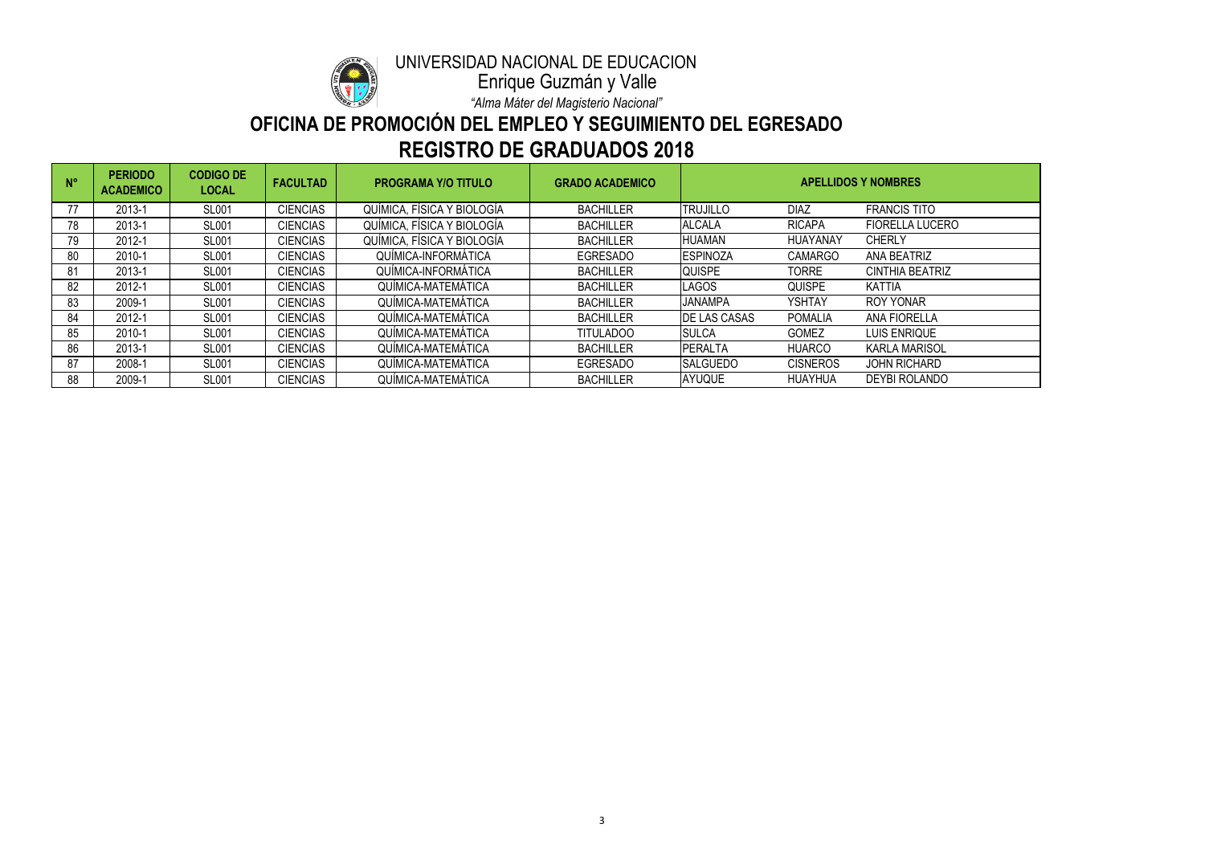UNIVERSIDAD NACIONAL DE EDUCACION

Enrique Guzmán y Valle

*"Alma Máter del Magisterio Nacional"*

# OFICINA DE PROMOCIÓN DEL EMPLEO Y SEGUIMIENTO DEL EGRESADO

# REGISTRO DE GRADUADOS 2018

| N° | PERIODO ACADEMICO | CODIGO DE LOCAL | FACULTAD | PROGRAMA Y/O TITULO | GRADO ACADEMICO | APELLIDOS Y NOMBRES | | |
|---|---|---|---|---|---|---|---|---|
| 77 | 2013-1 | SL001 | CIENCIAS | QUÍMICA, FÍSICA Y BIOLOGÍA | BACHILLER | TRUJILLO | DIAZ | FRANCIS TITO |
| 78 | 2013-1 | SL001 | CIENCIAS | QUÍMICA, FÍSICA Y BIOLOGÍA | BACHILLER | ALCALA | RICAPA | FIORELLA LUCERO |
| 79 | 2012-1 | SL001 | CIENCIAS | QUÍMICA, FÍSICA Y BIOLOGÍA | BACHILLER | HUAMAN | HUAYANAY | CHERLY |
| 80 | 2010-1 | SL001 | CIENCIAS | QUÍMICA-INFORMÁTICA | EGRESADO | ESPINOZA | CAMARGO | ANA BEATRIZ |
| 81 | 2013-1 | SL001 | CIENCIAS | QUÍMICA-INFORMÁTICA | BACHILLER | QUISPE | TORRE | CINTHIA BEATRIZ |
| 82 | 2012-1 | SL001 | CIENCIAS | QUÍMICA-MATEMÁTICA | BACHILLER | LAGOS | QUISPE | KATTIA |
| 83 | 2009-1 | SL001 | CIENCIAS | QUÍMICA-MATEMÁTICA | BACHILLER | JANAMPA | YSHTAY | ROY YONAR |
| 84 | 2012-1 | SL001 | CIENCIAS | QUÍMICA-MATEMÁTICA | BACHILLER | DE LAS CASAS | POMALIA | ANA FIORELLA |
| 85 | 2010-1 | SL001 | CIENCIAS | QUÍMICA-MATEMÁTICA | TITULADOO | SULCA | GOMEZ | LUIS ENRIQUE |
| 86 | 2013-1 | SL001 | CIENCIAS | QUÍMICA-MATEMÁTICA | BACHILLER | PERALTA | HUARCO | KARLA MARISOL |
| 87 | 2008-1 | SL001 | CIENCIAS | QUÍMICA-MATEMÁTICA | EGRESADO | SALGUEDO | CISNEROS | JOHN RICHARD |
| 88 | 2009-1 | SL001 | CIENCIAS | QUÍMICA-MATEMÁTICA | BACHILLER | AYUQUE | HUAYHUA | DEYBI ROLANDO |